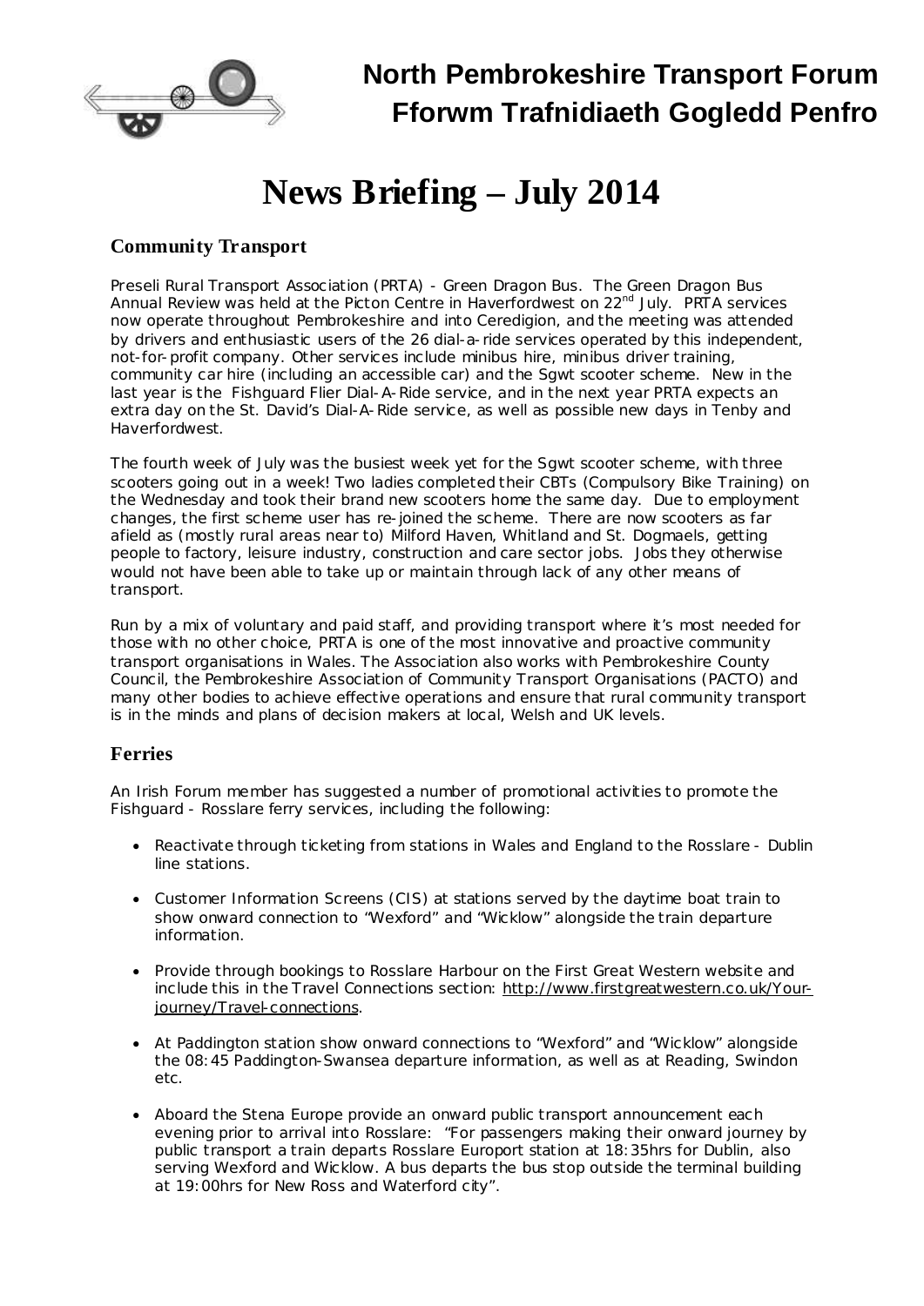# North Pembrokeshire Transport Forum
# Fforwm Trafnidiaeth Gogledd Penfro

# News Briefing – July 2014

## Community Transport

Preseli Rural Transport Association (PRTA) - Green Dragon Bus. The Green Dragon Bus Annual Review was held at the Picton Centre in Haverfordwest on 22nd July. PRTA services now operate throughout Pembrokeshire and into Ceredigion, and the meeting was attended by drivers and enthusiastic users of the 26 dial-a-ride services operated by this independent, not-for-profit company. Other services include minibus hire, minibus driver training, community car hire (including an accessible car) and the Sgwt scooter scheme. New in the last year is the Fishguard Flier Dial-A-Ride service, and in the next year PRTA expects an extra day on the St. David's Dial-A-Ride service, as well as possible new days in Tenby and Haverfordwest.

The fourth week of July was the busiest week yet for the Sgwt scooter scheme, with three scooters going out in a week! Two ladies completed their CBTs (Compulsory Bike Training) on the Wednesday and took their brand new scooters home the same day. Due to employment changes, the first scheme user has re-joined the scheme. There are now scooters as far afield as (mostly rural areas near to) Milford Haven, Whitland and St. Dogmaels, getting people to factory, leisure industry, construction and care sector jobs. Jobs they otherwise would not have been able to take up or maintain through lack of any other means of transport.

Run by a mix of voluntary and paid staff, and providing transport where it's most needed for those with no other choice, PRTA is one of the most innovative and proactive community transport organisations in Wales. The Association also works with Pembrokeshire County Council, the Pembrokeshire Association of Community Transport Organisations (PACTO) and many other bodies to achieve effective operations and ensure that rural community transport is in the minds and plans of decision makers at local, Welsh and UK levels.

## Ferries

An Irish Forum member has suggested a number of promotional activities to promote the Fishguard - Rosslare ferry services, including the following:

- Reactivate through ticketing from stations in Wales and England to the Rosslare - Dublin line stations.
- Customer Information Screens (CIS) at stations served by the daytime boat train to show onward connection to "Wexford" and "Wicklow" alongside the train departure information.
- Provide through bookings to Rosslare Harbour on the First Great Western website and include this in the Travel Connections section: http://www.firstgreatwestern.co.uk/Your-journey/Travel-connections.
- At Paddington station show onward connections to "Wexford" and "Wicklow" alongside the 08:45 Paddington-Swansea departure information, as well as at Reading, Swindon etc.
- Aboard the Stena Europe provide an onward public transport announcement each evening prior to arrival into Rosslare: "For passengers making their onward journey by public transport a train departs Rosslare Europort station at 18:35hrs for Dublin, also serving Wexford and Wicklow. A bus departs the bus stop outside the terminal building at 19:00hrs for New Ross and Waterford city".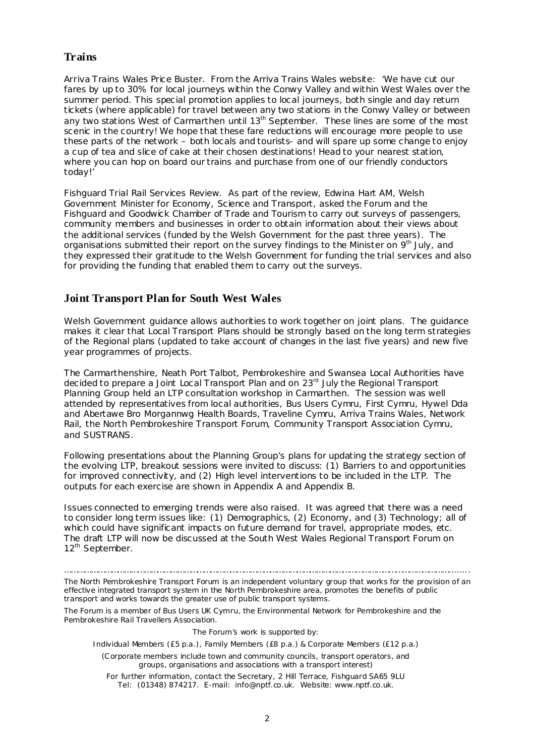## Trains

Arriva Trains Wales Price Buster. From the Arriva Trains Wales website: 'We have cut our fares by up to 30% for local journeys within the Conwy Valley and within West Wales over the summer period. This special promotion applies to local journeys, both single and day return tickets (where applicable) for travel between any two stations in the Conwy Valley or between any two stations West of Carmarthen until 13th September. These lines are some of the most scenic in the country! We hope that these fare reductions will encourage more people to use these parts of the network – both locals and tourists- and will spare up some change to enjoy a cup of tea and slice of cake at their chosen destinations! Head to your nearest station, where you can hop on board our trains and purchase from one of our friendly conductors today!'

Fishguard Trial Rail Services Review. As part of the review, Edwina Hart AM, Welsh Government Minister for Economy, Science and Transport, asked the Forum and the Fishguard and Goodwick Chamber of Trade and Tourism to carry out surveys of passengers, community members and businesses in order to obtain information about their views about the additional services (funded by the Welsh Government for the past three years). The organisations submitted their report on the survey findings to the Minister on 9th July, and they expressed their gratitude to the Welsh Government for funding the trial services and also for providing the funding that enabled them to carry out the surveys.

## Joint Transport Plan for South West Wales

Welsh Government guidance allows authorities to work together on joint plans. The guidance makes it clear that Local Transport Plans should be strongly based on the long term strategies of the Regional plans (updated to take account of changes in the last five years) and new five year programmes of projects.

The Carmarthenshire, Neath Port Talbot, Pembrokeshire and Swansea Local Authorities have decided to prepare a Joint Local Transport Plan and on 23rd July the Regional Transport Planning Group held an LTP consultation workshop in Carmarthen. The session was well attended by representatives from local authorities, Bus Users Cymru, First Cymru, Hywel Dda and Abertawe Bro Morgannwg Health Boards, Traveline Cymru, Arriva Trains Wales, Network Rail, the North Pembrokeshire Transport Forum, Community Transport Association Cymru, and SUSTRANS.

Following presentations about the Planning Group's plans for updating the strategy section of the evolving LTP, breakout sessions were invited to discuss: (1) Barriers to and opportunities for improved connectivity, and (2) High level interventions to be included in the LTP. The outputs for each exercise are shown in Appendix A and Appendix B.

Issues connected to emerging trends were also raised. It was agreed that there was a need to consider long term issues like: (1) Demographics, (2) Economy, and (3) Technology; all of which could have significant impacts on future demand for travel, appropriate modes, etc. The draft LTP will now be discussed at the South West Wales Regional Transport Forum on 12th September.

---

The North Pembrokeshire Transport Forum is an independent voluntary group that works for the provision of an effective integrated transport system in the North Pembrokeshire area, promotes the benefits of public transport and works towards the greater use of public transport systems.

The Forum is a member of Bus Users UK Cymru, the Environmental Network for Pembrokeshire and the Pembrokeshire Rail Travellers Association.

The Forum's work is supported by:

Individual Members (£5 p.a.), Family Members (£8 p.a.) & Corporate Members (£12 p.a.)

(Corporate members include town and community councils, transport operators, and groups, organisations and associations with a transport interest)

For further information, contact the Secretary, 2 Hill Terrace, Fishguard SA65 9LU
Tel: (01348) 874217. E-mail: info@nptf.co.uk. Website: www.nptf.co.uk.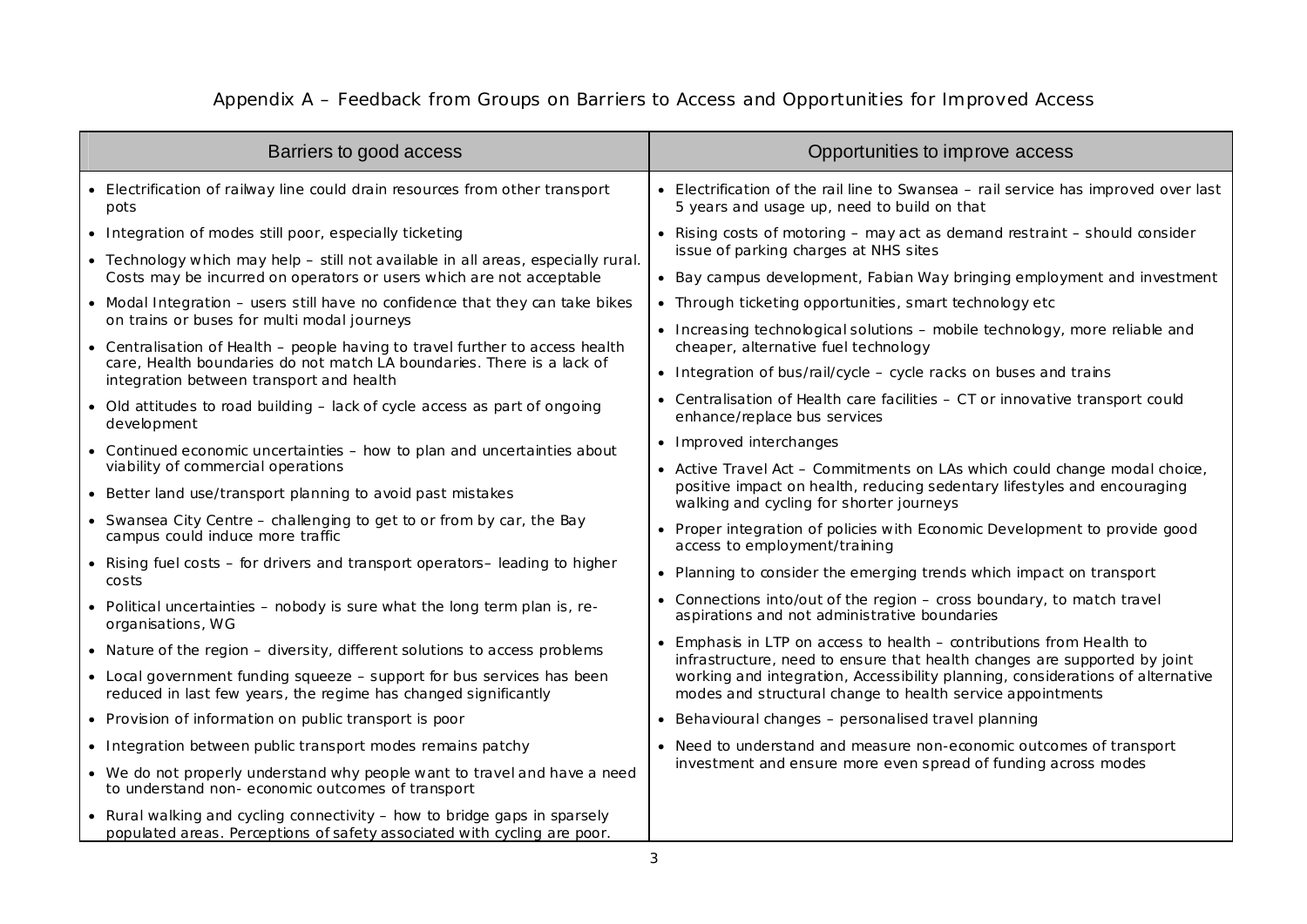# Appendix A – Feedback from Groups on Barriers to Access and Opportunities for Improved Access

| Barriers to good access | Opportunities to improve access |
|---|---|
| • Electrification of railway line could drain resources from other transport pots<br>• Integration of modes still poor, especially ticketing<br>• Technology which may help – still not available in all areas, especially rural. Costs may be incurred on operators or users which are not acceptable<br>• Modal Integration – users still have no confidence that they can take bikes on trains or buses for multi modal journeys<br>• Centralisation of Health – people having to travel further to access health care, Health boundaries do not match LA boundaries. There is a lack of integration between transport and health<br>• Old attitudes to road building – lack of cycle access as part of ongoing development<br>• Continued economic uncertainties – how to plan and uncertainties about viability of commercial operations<br>• Better land use/transport planning to avoid past mistakes<br>• Swansea City Centre – challenging to get to or from by car, the Bay campus could induce more traffic<br>• Rising fuel costs – for drivers and transport operators– leading to higher costs<br>• Political uncertainties – nobody is sure what the long term plan is, re-organisations, WG<br>• Nature of the region – diversity, different solutions to access problems<br>• Local government funding squeeze – support for bus services has been reduced in last few years, the regime has changed significantly<br>• Provision of information on public transport is poor<br>• Integration between public transport modes remains patchy<br>• We do not properly understand why people want to travel and have a need to understand non- economic outcomes of transport<br>• Rural walking and cycling connectivity – how to bridge gaps in sparsely populated areas. Perceptions of safety associated with cycling are poor. | • Electrification of the rail line to Swansea – rail service has improved over last 5 years and usage up, need to build on that<br>• Rising costs of motoring – may act as demand restraint – should consider issue of parking charges at NHS sites<br>• Bay campus development, Fabian Way bringing employment and investment<br>• Through ticketing opportunities, smart technology etc<br>• Increasing technological solutions – mobile technology, more reliable and cheaper, alternative fuel technology<br>• Integration of bus/rail/cycle – cycle racks on buses and trains<br>• Centralisation of Health care facilities – CT or innovative transport could enhance/replace bus services<br>• Improved interchanges<br>• Active Travel Act – Commitments on LAs which could change modal choice, positive impact on health, reducing sedentary lifestyles and encouraging walking and cycling for shorter journeys<br>• Proper integration of policies with Economic Development to provide good access to employment/training<br>• Planning to consider the emerging trends which impact on transport<br>• Connections into/out of the region – cross boundary, to match travel aspirations and not administrative boundaries<br>• Emphasis in LTP on access to health – contributions from Health to infrastructure, need to ensure that health changes are supported by joint working and integration, Accessibility planning, considerations of alternative modes and structural change to health service appointments<br>• Behavioural changes – personalised travel planning<br>• Need to understand and measure non-economic outcomes of transport investment and ensure more even spread of funding across modes |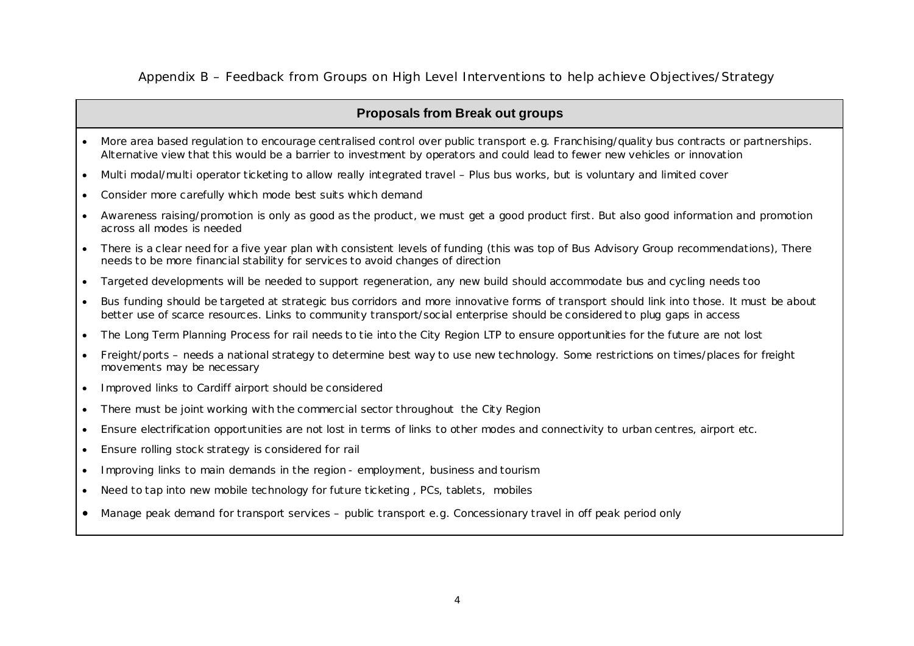Appendix B – Feedback from Groups on High Level Interventions to help achieve Objectives/Strategy

| **Proposals from Break out groups** |
|---|
| • More area based regulation to encourage centralised control over public transport e.g. Franchising/quality bus contracts or partnerships. Alternative view that this would be a barrier to investment by operators and could lead to fewer new vehicles or innovation<br>• Multi modal/multi operator ticketing to allow really integrated travel – Plus bus works, but is voluntary and limited cover<br>• Consider more carefully which mode best suits which demand<br>• Awareness raising/promotion is only as good as the product, we must get a good product first. But also good information and promotion across all modes is needed<br>• There is a clear need for a five year plan with consistent levels of funding (this was top of Bus Advisory Group recommendations), There needs to be more financial stability for services to avoid changes of direction<br>• Targeted developments will be needed to support regeneration, any new build should accommodate bus and cycling needs too<br>• Bus funding should be targeted at strategic bus corridors and more innovative forms of transport should link into those. It must be about better use of scarce resources. Links to community transport/social enterprise should be considered to plug gaps in access<br>• The Long Term Planning Process for rail needs to tie into the City Region LTP to ensure opportunities for the future are not lost<br>• Freight/ports – needs a national strategy to determine best way to use new technology. Some restrictions on times/places for freight movements may be necessary<br>• Improved links to Cardiff airport should be considered<br>• There must be joint working with the commercial sector throughout the City Region<br>• Ensure electrification opportunities are not lost in terms of links to other modes and connectivity to urban centres, airport etc.<br>• Ensure rolling stock strategy is considered for rail<br>• Improving links to main demands in the region - employment, business and tourism<br>• Need to tap into new mobile technology for future ticketing , PCs, tablets, mobiles<br>• Manage peak demand for transport services – public transport e.g. Concessionary travel in off peak period only |